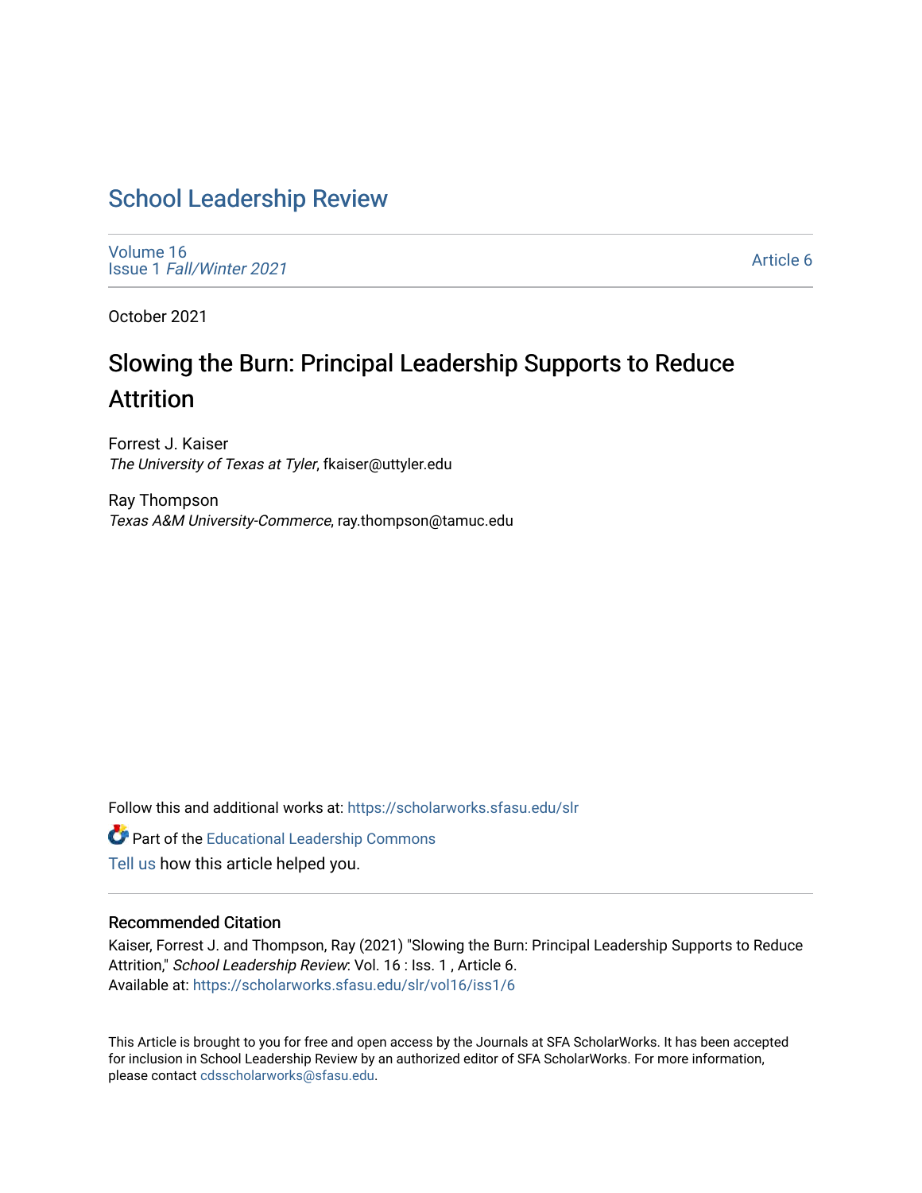# School Leadership Review

Volume 16
Issue 1 *Fall/Winter 2021*

Article 6

October 2021

## Slowing the Burn: Principal Leadership Supports to Reduce Attrition

Forrest J. Kaiser
*The University of Texas at Tyler*, fkaiser@uttyler.edu

Ray Thompson
*Texas A&M University-Commerce*, ray.thompson@tamuc.edu

Follow this and additional works at: https://scholarworks.sfasu.edu/slr

Part of the Educational Leadership Commons

Tell us how this article helped you.

### Recommended Citation

Kaiser, Forrest J. and Thompson, Ray (2021) "Slowing the Burn: Principal Leadership Supports to Reduce Attrition," *School Leadership Review*: Vol. 16 : Iss. 1 , Article 6.
Available at: https://scholarworks.sfasu.edu/slr/vol16/iss1/6

This Article is brought to you for free and open access by the Journals at SFA ScholarWorks. It has been accepted for inclusion in School Leadership Review by an authorized editor of SFA ScholarWorks. For more information, please contact cdsscholarworks@sfasu.edu.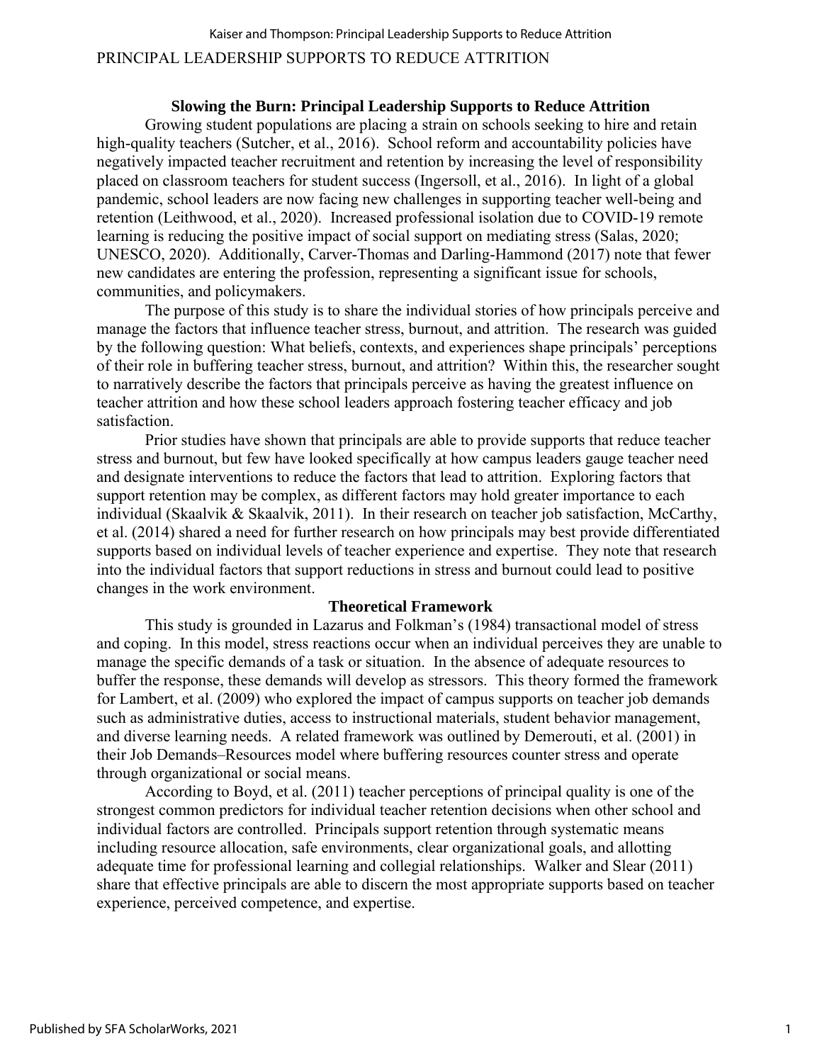## Slowing the Burn: Principal Leadership Supports to Reduce Attrition

Growing student populations are placing a strain on schools seeking to hire and retain high-quality teachers (Sutcher, et al., 2016). School reform and accountability policies have negatively impacted teacher recruitment and retention by increasing the level of responsibility placed on classroom teachers for student success (Ingersoll, et al., 2016). In light of a global pandemic, school leaders are now facing new challenges in supporting teacher well-being and retention (Leithwood, et al., 2020). Increased professional isolation due to COVID-19 remote learning is reducing the positive impact of social support on mediating stress (Salas, 2020; UNESCO, 2020). Additionally, Carver-Thomas and Darling-Hammond (2017) note that fewer new candidates are entering the profession, representing a significant issue for schools, communities, and policymakers.

The purpose of this study is to share the individual stories of how principals perceive and manage the factors that influence teacher stress, burnout, and attrition. The research was guided by the following question: What beliefs, contexts, and experiences shape principals' perceptions of their role in buffering teacher stress, burnout, and attrition? Within this, the researcher sought to narratively describe the factors that principals perceive as having the greatest influence on teacher attrition and how these school leaders approach fostering teacher efficacy and job satisfaction.

Prior studies have shown that principals are able to provide supports that reduce teacher stress and burnout, but few have looked specifically at how campus leaders gauge teacher need and designate interventions to reduce the factors that lead to attrition. Exploring factors that support retention may be complex, as different factors may hold greater importance to each individual (Skaalvik & Skaalvik, 2011). In their research on teacher job satisfaction, McCarthy, et al. (2014) shared a need for further research on how principals may best provide differentiated supports based on individual levels of teacher experience and expertise. They note that research into the individual factors that support reductions in stress and burnout could lead to positive changes in the work environment.

## Theoretical Framework

This study is grounded in Lazarus and Folkman's (1984) transactional model of stress and coping. In this model, stress reactions occur when an individual perceives they are unable to manage the specific demands of a task or situation. In the absence of adequate resources to buffer the response, these demands will develop as stressors. This theory formed the framework for Lambert, et al. (2009) who explored the impact of campus supports on teacher job demands such as administrative duties, access to instructional materials, student behavior management, and diverse learning needs. A related framework was outlined by Demerouti, et al. (2001) in their Job Demands–Resources model where buffering resources counter stress and operate through organizational or social means.

According to Boyd, et al. (2011) teacher perceptions of principal quality is one of the strongest common predictors for individual teacher retention decisions when other school and individual factors are controlled. Principals support retention through systematic means including resource allocation, safe environments, clear organizational goals, and allotting adequate time for professional learning and collegial relationships. Walker and Slear (2011) share that effective principals are able to discern the most appropriate supports based on teacher experience, perceived competence, and expertise.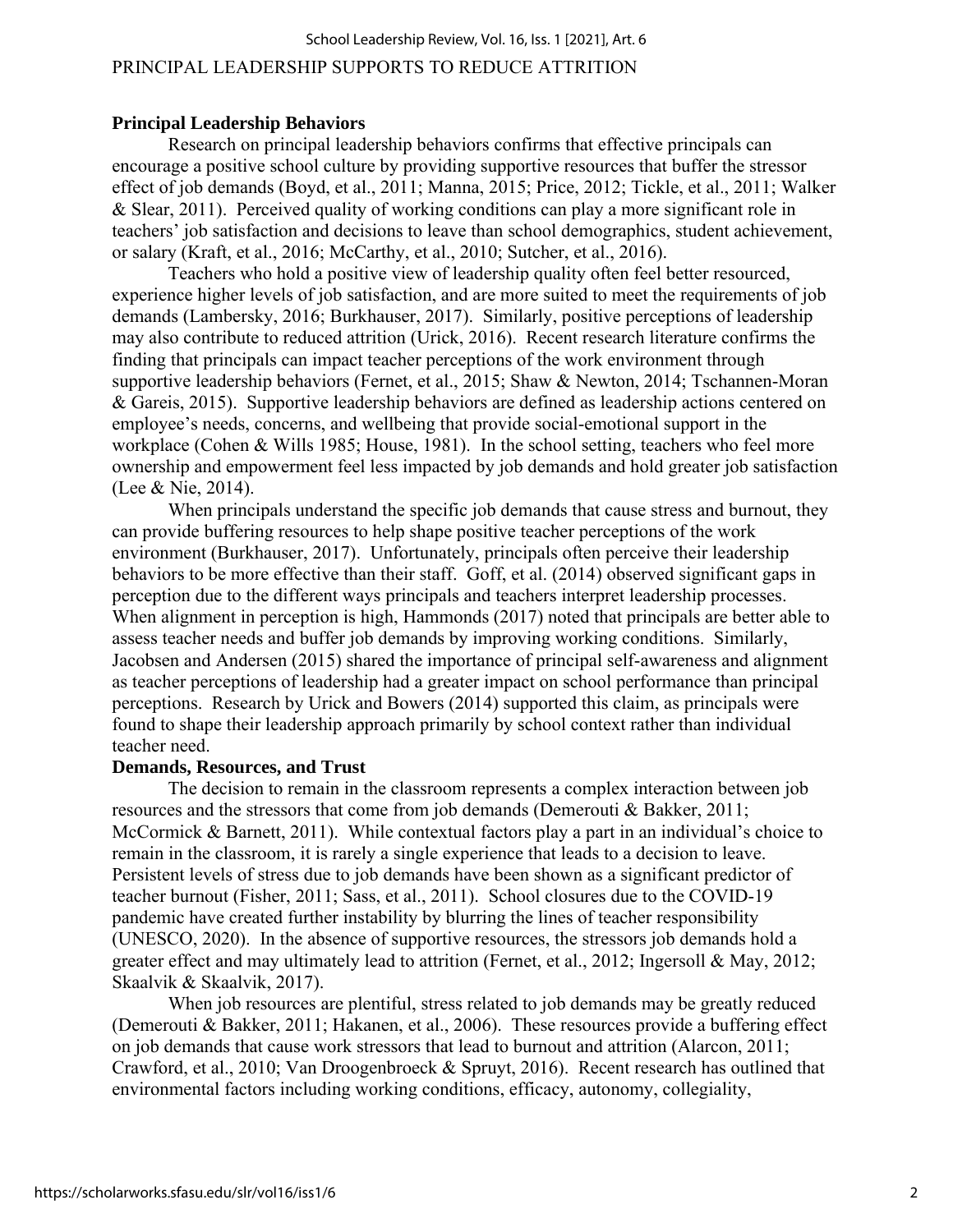## Principal Leadership Behaviors

Research on principal leadership behaviors confirms that effective principals can encourage a positive school culture by providing supportive resources that buffer the stressor effect of job demands (Boyd, et al., 2011; Manna, 2015; Price, 2012; Tickle, et al., 2011; Walker & Slear, 2011). Perceived quality of working conditions can play a more significant role in teachers' job satisfaction and decisions to leave than school demographics, student achievement, or salary (Kraft, et al., 2016; McCarthy, et al., 2010; Sutcher, et al., 2016).

Teachers who hold a positive view of leadership quality often feel better resourced, experience higher levels of job satisfaction, and are more suited to meet the requirements of job demands (Lambersky, 2016; Burkhauser, 2017). Similarly, positive perceptions of leadership may also contribute to reduced attrition (Urick, 2016). Recent research literature confirms the finding that principals can impact teacher perceptions of the work environment through supportive leadership behaviors (Fernet, et al., 2015; Shaw & Newton, 2014; Tschannen-Moran & Gareis, 2015). Supportive leadership behaviors are defined as leadership actions centered on employee's needs, concerns, and wellbeing that provide social-emotional support in the workplace (Cohen & Wills 1985; House, 1981). In the school setting, teachers who feel more ownership and empowerment feel less impacted by job demands and hold greater job satisfaction (Lee & Nie, 2014).

When principals understand the specific job demands that cause stress and burnout, they can provide buffering resources to help shape positive teacher perceptions of the work environment (Burkhauser, 2017). Unfortunately, principals often perceive their leadership behaviors to be more effective than their staff. Goff, et al. (2014) observed significant gaps in perception due to the different ways principals and teachers interpret leadership processes. When alignment in perception is high, Hammonds (2017) noted that principals are better able to assess teacher needs and buffer job demands by improving working conditions. Similarly, Jacobsen and Andersen (2015) shared the importance of principal self-awareness and alignment as teacher perceptions of leadership had a greater impact on school performance than principal perceptions. Research by Urick and Bowers (2014) supported this claim, as principals were found to shape their leadership approach primarily by school context rather than individual teacher need.

## Demands, Resources, and Trust

The decision to remain in the classroom represents a complex interaction between job resources and the stressors that come from job demands (Demerouti & Bakker, 2011; McCormick & Barnett, 2011). While contextual factors play a part in an individual's choice to remain in the classroom, it is rarely a single experience that leads to a decision to leave. Persistent levels of stress due to job demands have been shown as a significant predictor of teacher burnout (Fisher, 2011; Sass, et al., 2011). School closures due to the COVID-19 pandemic have created further instability by blurring the lines of teacher responsibility (UNESCO, 2020). In the absence of supportive resources, the stressors job demands hold a greater effect and may ultimately lead to attrition (Fernet, et al., 2012; Ingersoll & May, 2012; Skaalvik & Skaalvik, 2017).

When job resources are plentiful, stress related to job demands may be greatly reduced (Demerouti & Bakker, 2011; Hakanen, et al., 2006). These resources provide a buffering effect on job demands that cause work stressors that lead to burnout and attrition (Alarcon, 2011; Crawford, et al., 2010; Van Droogenbroeck & Spruyt, 2016). Recent research has outlined that environmental factors including working conditions, efficacy, autonomy, collegiality,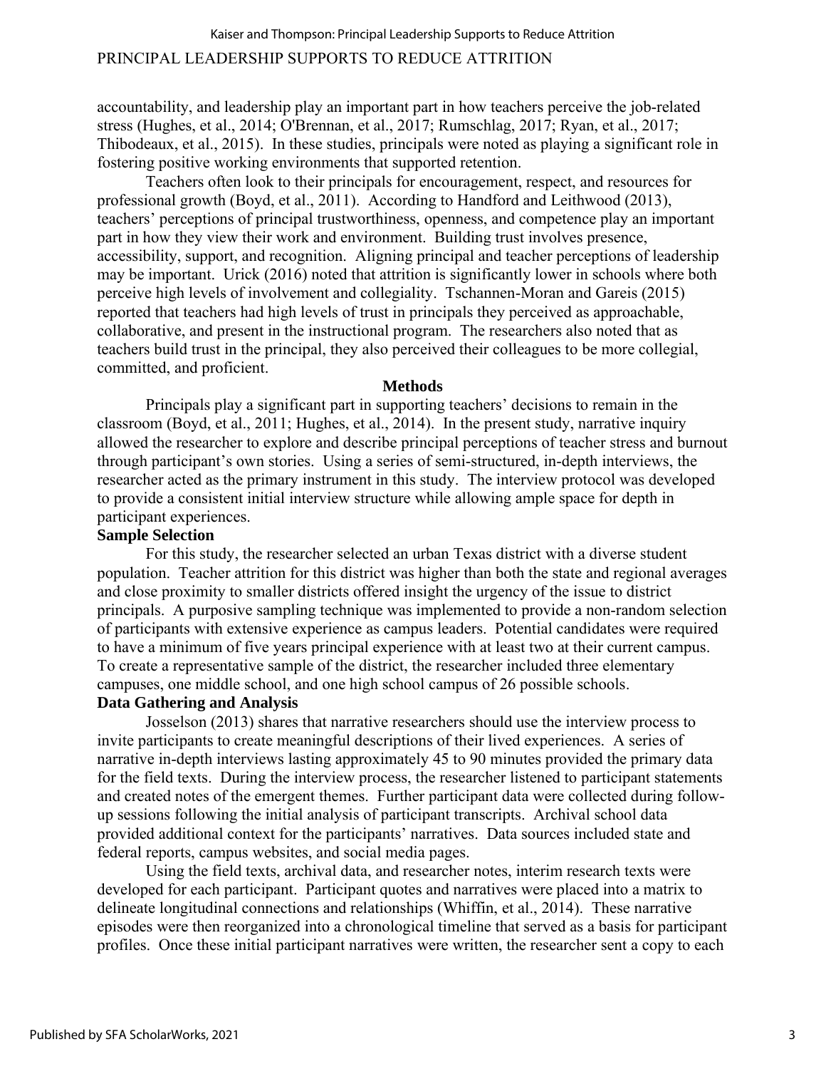accountability, and leadership play an important part in how teachers perceive the job-related stress (Hughes, et al., 2014; O'Brennan, et al., 2017; Rumschlag, 2017; Ryan, et al., 2017; Thibodeaux, et al., 2015). In these studies, principals were noted as playing a significant role in fostering positive working environments that supported retention.

Teachers often look to their principals for encouragement, respect, and resources for professional growth (Boyd, et al., 2011). According to Handford and Leithwood (2013), teachers' perceptions of principal trustworthiness, openness, and competence play an important part in how they view their work and environment. Building trust involves presence, accessibility, support, and recognition. Aligning principal and teacher perceptions of leadership may be important. Urick (2016) noted that attrition is significantly lower in schools where both perceive high levels of involvement and collegiality. Tschannen-Moran and Gareis (2015) reported that teachers had high levels of trust in principals they perceived as approachable, collaborative, and present in the instructional program. The researchers also noted that as teachers build trust in the principal, they also perceived their colleagues to be more collegial, committed, and proficient.

## Methods

Principals play a significant part in supporting teachers' decisions to remain in the classroom (Boyd, et al., 2011; Hughes, et al., 2014). In the present study, narrative inquiry allowed the researcher to explore and describe principal perceptions of teacher stress and burnout through participant's own stories. Using a series of semi-structured, in-depth interviews, the researcher acted as the primary instrument in this study. The interview protocol was developed to provide a consistent initial interview structure while allowing ample space for depth in participant experiences.

### Sample Selection

For this study, the researcher selected an urban Texas district with a diverse student population. Teacher attrition for this district was higher than both the state and regional averages and close proximity to smaller districts offered insight the urgency of the issue to district principals. A purposive sampling technique was implemented to provide a non-random selection of participants with extensive experience as campus leaders. Potential candidates were required to have a minimum of five years principal experience with at least two at their current campus. To create a representative sample of the district, the researcher included three elementary campuses, one middle school, and one high school campus of 26 possible schools.

### Data Gathering and Analysis

Josselson (2013) shares that narrative researchers should use the interview process to invite participants to create meaningful descriptions of their lived experiences. A series of narrative in-depth interviews lasting approximately 45 to 90 minutes provided the primary data for the field texts. During the interview process, the researcher listened to participant statements and created notes of the emergent themes. Further participant data were collected during follow-up sessions following the initial analysis of participant transcripts. Archival school data provided additional context for the participants' narratives. Data sources included state and federal reports, campus websites, and social media pages.

Using the field texts, archival data, and researcher notes, interim research texts were developed for each participant. Participant quotes and narratives were placed into a matrix to delineate longitudinal connections and relationships (Whiffin, et al., 2014). These narrative episodes were then reorganized into a chronological timeline that served as a basis for participant profiles. Once these initial participant narratives were written, the researcher sent a copy to each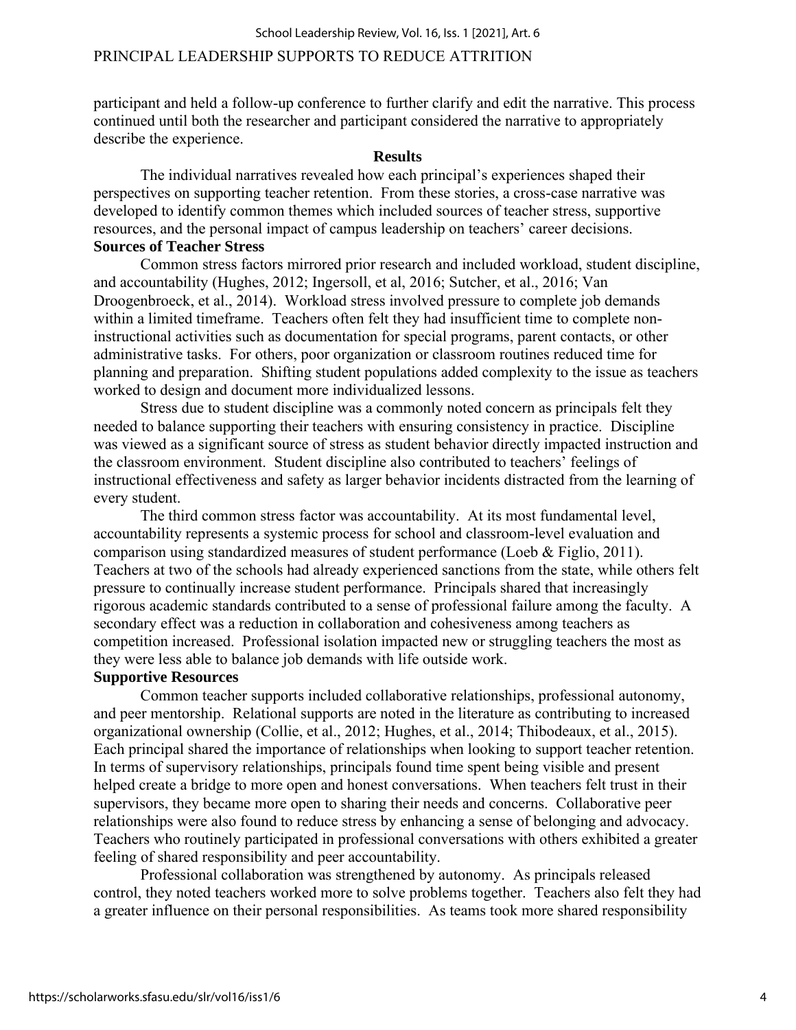participant and held a follow-up conference to further clarify and edit the narrative. This process continued until both the researcher and participant considered the narrative to appropriately describe the experience.

## Results

The individual narratives revealed how each principal's experiences shaped their perspectives on supporting teacher retention. From these stories, a cross-case narrative was developed to identify common themes which included sources of teacher stress, supportive resources, and the personal impact of campus leadership on teachers' career decisions.

### Sources of Teacher Stress

Common stress factors mirrored prior research and included workload, student discipline, and accountability (Hughes, 2012; Ingersoll, et al, 2016; Sutcher, et al., 2016; Van Droogenbroeck, et al., 2014). Workload stress involved pressure to complete job demands within a limited timeframe. Teachers often felt they had insufficient time to complete non-instructional activities such as documentation for special programs, parent contacts, or other administrative tasks. For others, poor organization or classroom routines reduced time for planning and preparation. Shifting student populations added complexity to the issue as teachers worked to design and document more individualized lessons.

Stress due to student discipline was a commonly noted concern as principals felt they needed to balance supporting their teachers with ensuring consistency in practice. Discipline was viewed as a significant source of stress as student behavior directly impacted instruction and the classroom environment. Student discipline also contributed to teachers' feelings of instructional effectiveness and safety as larger behavior incidents distracted from the learning of every student.

The third common stress factor was accountability. At its most fundamental level, accountability represents a systemic process for school and classroom-level evaluation and comparison using standardized measures of student performance (Loeb & Figlio, 2011). Teachers at two of the schools had already experienced sanctions from the state, while others felt pressure to continually increase student performance. Principals shared that increasingly rigorous academic standards contributed to a sense of professional failure among the faculty. A secondary effect was a reduction in collaboration and cohesiveness among teachers as competition increased. Professional isolation impacted new or struggling teachers the most as they were less able to balance job demands with life outside work.

### Supportive Resources

Common teacher supports included collaborative relationships, professional autonomy, and peer mentorship. Relational supports are noted in the literature as contributing to increased organizational ownership (Collie, et al., 2012; Hughes, et al., 2014; Thibodeaux, et al., 2015). Each principal shared the importance of relationships when looking to support teacher retention. In terms of supervisory relationships, principals found time spent being visible and present helped create a bridge to more open and honest conversations. When teachers felt trust in their supervisors, they became more open to sharing their needs and concerns. Collaborative peer relationships were also found to reduce stress by enhancing a sense of belonging and advocacy. Teachers who routinely participated in professional conversations with others exhibited a greater feeling of shared responsibility and peer accountability.

Professional collaboration was strengthened by autonomy. As principals released control, they noted teachers worked more to solve problems together. Teachers also felt they had a greater influence on their personal responsibilities. As teams took more shared responsibility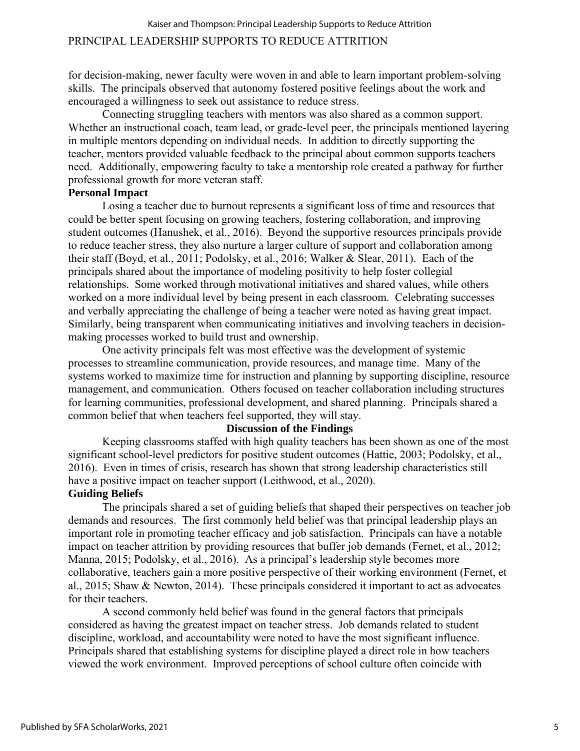for decision-making, newer faculty were woven in and able to learn important problem-solving skills. The principals observed that autonomy fostered positive feelings about the work and encouraged a willingness to seek out assistance to reduce stress.

Connecting struggling teachers with mentors was also shared as a common support. Whether an instructional coach, team lead, or grade-level peer, the principals mentioned layering in multiple mentors depending on individual needs. In addition to directly supporting the teacher, mentors provided valuable feedback to the principal about common supports teachers need. Additionally, empowering faculty to take a mentorship role created a pathway for further professional growth for more veteran staff.

**Personal Impact**

Losing a teacher due to burnout represents a significant loss of time and resources that could be better spent focusing on growing teachers, fostering collaboration, and improving student outcomes (Hanushek, et al., 2016). Beyond the supportive resources principals provide to reduce teacher stress, they also nurture a larger culture of support and collaboration among their staff (Boyd, et al., 2011; Podolsky, et al., 2016; Walker & Slear, 2011). Each of the principals shared about the importance of modeling positivity to help foster collegial relationships. Some worked through motivational initiatives and shared values, while others worked on a more individual level by being present in each classroom. Celebrating successes and verbally appreciating the challenge of being a teacher were noted as having great impact. Similarly, being transparent when communicating initiatives and involving teachers in decision-making processes worked to build trust and ownership.

One activity principals felt was most effective was the development of systemic processes to streamline communication, provide resources, and manage time. Many of the systems worked to maximize time for instruction and planning by supporting discipline, resource management, and communication. Others focused on teacher collaboration including structures for learning communities, professional development, and shared planning. Principals shared a common belief that when teachers feel supported, they will stay.

## Discussion of the Findings

Keeping classrooms staffed with high quality teachers has been shown as one of the most significant school-level predictors for positive student outcomes (Hattie, 2003; Podolsky, et al., 2016). Even in times of crisis, research has shown that strong leadership characteristics still have a positive impact on teacher support (Leithwood, et al., 2020).

**Guiding Beliefs**

The principals shared a set of guiding beliefs that shaped their perspectives on teacher job demands and resources. The first commonly held belief was that principal leadership plays an important role in promoting teacher efficacy and job satisfaction. Principals can have a notable impact on teacher attrition by providing resources that buffer job demands (Fernet, et al., 2012; Manna, 2015; Podolsky, et al., 2016). As a principal's leadership style becomes more collaborative, teachers gain a more positive perspective of their working environment (Fernet, et al., 2015; Shaw & Newton, 2014). These principals considered it important to act as advocates for their teachers.

A second commonly held belief was found in the general factors that principals considered as having the greatest impact on teacher stress. Job demands related to student discipline, workload, and accountability were noted to have the most significant influence. Principals shared that establishing systems for discipline played a direct role in how teachers viewed the work environment. Improved perceptions of school culture often coincide with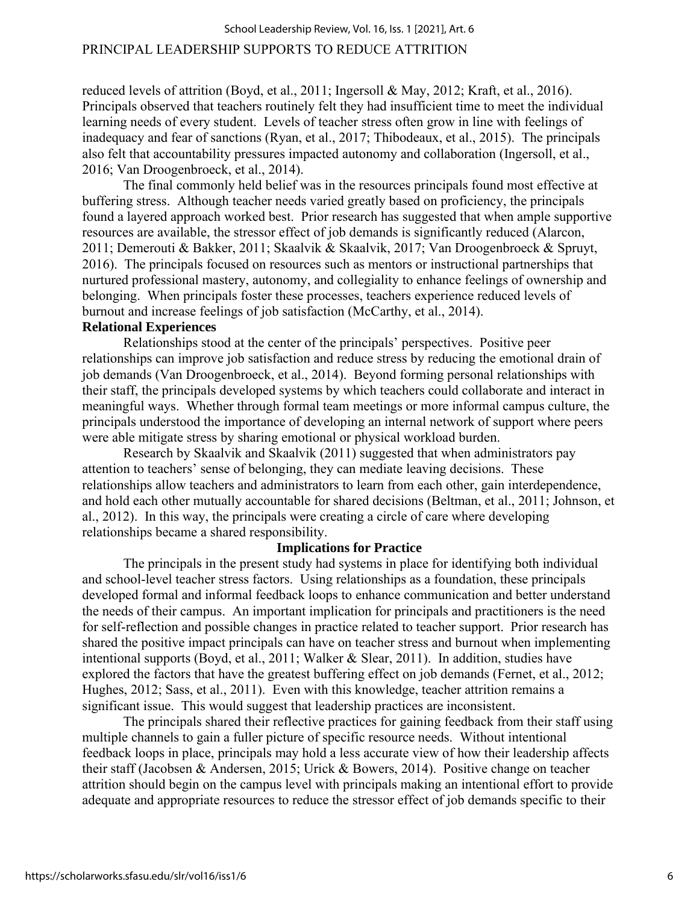reduced levels of attrition (Boyd, et al., 2011; Ingersoll & May, 2012; Kraft, et al., 2016). Principals observed that teachers routinely felt they had insufficient time to meet the individual learning needs of every student. Levels of teacher stress often grow in line with feelings of inadequacy and fear of sanctions (Ryan, et al., 2017; Thibodeaux, et al., 2015). The principals also felt that accountability pressures impacted autonomy and collaboration (Ingersoll, et al., 2016; Van Droogenbroeck, et al., 2014).

The final commonly held belief was in the resources principals found most effective at buffering stress. Although teacher needs varied greatly based on proficiency, the principals found a layered approach worked best. Prior research has suggested that when ample supportive resources are available, the stressor effect of job demands is significantly reduced (Alarcon, 2011; Demerouti & Bakker, 2011; Skaalvik & Skaalvik, 2017; Van Droogenbroeck & Spruyt, 2016). The principals focused on resources such as mentors or instructional partnerships that nurtured professional mastery, autonomy, and collegiality to enhance feelings of ownership and belonging. When principals foster these processes, teachers experience reduced levels of burnout and increase feelings of job satisfaction (McCarthy, et al., 2014).

**Relational Experiences**

Relationships stood at the center of the principals' perspectives. Positive peer relationships can improve job satisfaction and reduce stress by reducing the emotional drain of job demands (Van Droogenbroeck, et al., 2014). Beyond forming personal relationships with their staff, the principals developed systems by which teachers could collaborate and interact in meaningful ways. Whether through formal team meetings or more informal campus culture, the principals understood the importance of developing an internal network of support where peers were able mitigate stress by sharing emotional or physical workload burden.

Research by Skaalvik and Skaalvik (2011) suggested that when administrators pay attention to teachers' sense of belonging, they can mediate leaving decisions. These relationships allow teachers and administrators to learn from each other, gain interdependence, and hold each other mutually accountable for shared decisions (Beltman, et al., 2011; Johnson, et al., 2012). In this way, the principals were creating a circle of care where developing relationships became a shared responsibility.

## Implications for Practice

The principals in the present study had systems in place for identifying both individual and school-level teacher stress factors. Using relationships as a foundation, these principals developed formal and informal feedback loops to enhance communication and better understand the needs of their campus. An important implication for principals and practitioners is the need for self-reflection and possible changes in practice related to teacher support. Prior research has shared the positive impact principals can have on teacher stress and burnout when implementing intentional supports (Boyd, et al., 2011; Walker & Slear, 2011). In addition, studies have explored the factors that have the greatest buffering effect on job demands (Fernet, et al., 2012; Hughes, 2012; Sass, et al., 2011). Even with this knowledge, teacher attrition remains a significant issue. This would suggest that leadership practices are inconsistent.

The principals shared their reflective practices for gaining feedback from their staff using multiple channels to gain a fuller picture of specific resource needs. Without intentional feedback loops in place, principals may hold a less accurate view of how their leadership affects their staff (Jacobsen & Andersen, 2015; Urick & Bowers, 2014). Positive change on teacher attrition should begin on the campus level with principals making an intentional effort to provide adequate and appropriate resources to reduce the stressor effect of job demands specific to their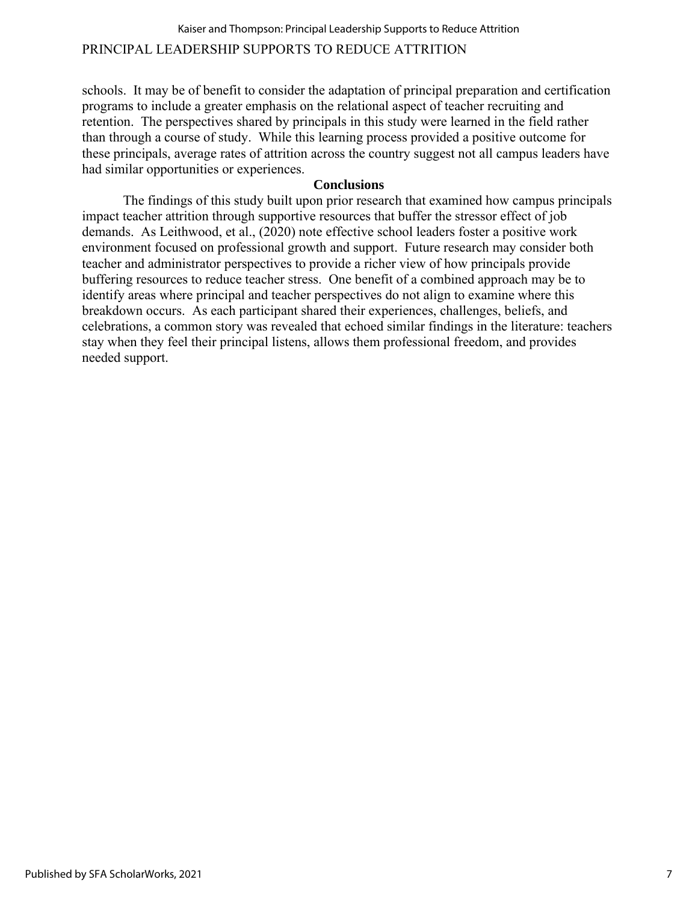schools. It may be of benefit to consider the adaptation of principal preparation and certification programs to include a greater emphasis on the relational aspect of teacher recruiting and retention. The perspectives shared by principals in this study were learned in the field rather than through a course of study. While this learning process provided a positive outcome for these principals, average rates of attrition across the country suggest not all campus leaders have had similar opportunities or experiences.

## Conclusions

The findings of this study built upon prior research that examined how campus principals impact teacher attrition through supportive resources that buffer the stressor effect of job demands. As Leithwood, et al., (2020) note effective school leaders foster a positive work environment focused on professional growth and support. Future research may consider both teacher and administrator perspectives to provide a richer view of how principals provide buffering resources to reduce teacher stress. One benefit of a combined approach may be to identify areas where principal and teacher perspectives do not align to examine where this breakdown occurs. As each participant shared their experiences, challenges, beliefs, and celebrations, a common story was revealed that echoed similar findings in the literature: teachers stay when they feel their principal listens, allows them professional freedom, and provides needed support.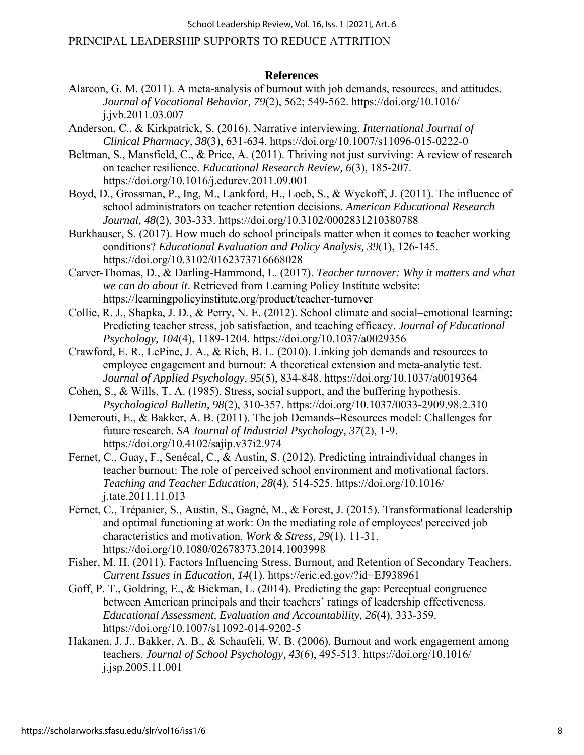## References

Alarcon, G. M. (2011). A meta-analysis of burnout with job demands, resources, and attitudes. *Journal of Vocational Behavior, 79*(2), 562; 549-562. https://doi.org/10.1016/j.jvb.2011.03.007

Anderson, C., & Kirkpatrick, S. (2016). Narrative interviewing. *International Journal of Clinical Pharmacy, 38*(3), 631-634. https://doi.org/10.1007/s11096-015-0222-0

Beltman, S., Mansfield, C., & Price, A. (2011). Thriving not just surviving: A review of research on teacher resilience. *Educational Research Review, 6*(3), 185-207. https://doi.org/10.1016/j.edurev.2011.09.001

Boyd, D., Grossman, P., Ing, M., Lankford, H., Loeb, S., & Wyckoff, J. (2011). The influence of school administrators on teacher retention decisions. *American Educational Research Journal, 48*(2), 303-333. https://doi.org/10.3102/0002831210380788

Burkhauser, S. (2017). How much do school principals matter when it comes to teacher working conditions? *Educational Evaluation and Policy Analysis, 39*(1), 126-145. https://doi.org/10.3102/0162373716668028

Carver-Thomas, D., & Darling-Hammond, L. (2017). *Teacher turnover: Why it matters and what we can do about it*. Retrieved from Learning Policy Institute website: https://learningpolicyinstitute.org/product/teacher-turnover

Collie, R. J., Shapka, J. D., & Perry, N. E. (2012). School climate and social–emotional learning: Predicting teacher stress, job satisfaction, and teaching efficacy. *Journal of Educational Psychology, 104*(4), 1189-1204. https://doi.org/10.1037/a0029356

Crawford, E. R., LePine, J. A., & Rich, B. L. (2010). Linking job demands and resources to employee engagement and burnout: A theoretical extension and meta-analytic test. *Journal of Applied Psychology, 95*(5), 834-848. https://doi.org/10.1037/a0019364

Cohen, S., & Wills, T. A. (1985). Stress, social support, and the buffering hypothesis. *Psychological Bulletin, 98*(2), 310-357. https://doi.org/10.1037/0033-2909.98.2.310

Demerouti, E., & Bakker, A. B. (2011). The job Demands–Resources model: Challenges for future research. *SA Journal of Industrial Psychology, 37*(2), 1-9. https://doi.org/10.4102/sajip.v37i2.974

Fernet, C., Guay, F., Senécal, C., & Austin, S. (2012). Predicting intraindividual changes in teacher burnout: The role of perceived school environment and motivational factors. *Teaching and Teacher Education, 28*(4), 514-525. https://doi.org/10.1016/j.tate.2011.11.013

Fernet, C., Trépanier, S., Austin, S., Gagné, M., & Forest, J. (2015). Transformational leadership and optimal functioning at work: On the mediating role of employees' perceived job characteristics and motivation. *Work & Stress, 29*(1), 11-31. https://doi.org/10.1080/02678373.2014.1003998

Fisher, M. H. (2011). Factors Influencing Stress, Burnout, and Retention of Secondary Teachers. *Current Issues in Education, 14*(1). https://eric.ed.gov/?id=EJ938961

Goff, P. T., Goldring, E., & Bickman, L. (2014). Predicting the gap: Perceptual congruence between American principals and their teachers' ratings of leadership effectiveness. *Educational Assessment, Evaluation and Accountability, 26*(4), 333-359. https://doi.org/10.1007/s11092-014-9202-5

Hakanen, J. J., Bakker, A. B., & Schaufeli, W. B. (2006). Burnout and work engagement among teachers. *Journal of School Psychology, 43*(6), 495-513. https://doi.org/10.1016/j.jsp.2005.11.001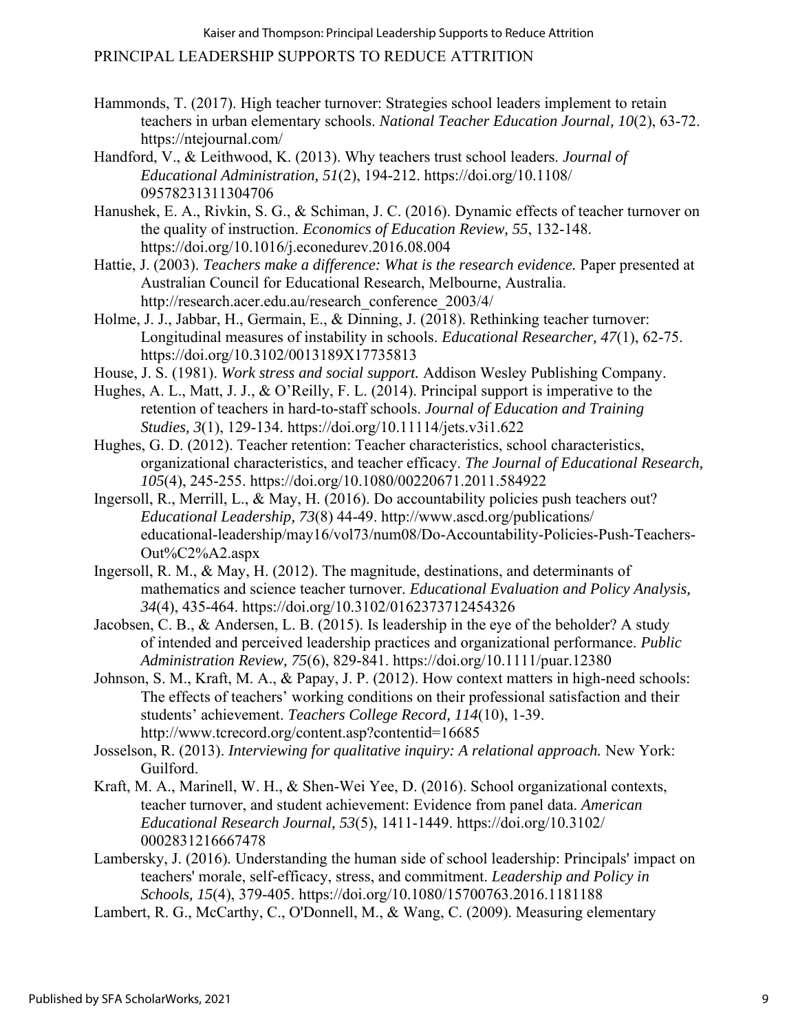Hammonds, T. (2017). High teacher turnover: Strategies school leaders implement to retain teachers in urban elementary schools. *National Teacher Education Journal, 10*(2), 63-72. https://ntejournal.com/

Handford, V., & Leithwood, K. (2013). Why teachers trust school leaders. *Journal of Educational Administration, 51*(2), 194-212. https://doi.org/10.1108/09578231311304706

Hanushek, E. A., Rivkin, S. G., & Schiman, J. C. (2016). Dynamic effects of teacher turnover on the quality of instruction. *Economics of Education Review, 55*, 132-148. https://doi.org/10.1016/j.econedurev.2016.08.004

Hattie, J. (2003). *Teachers make a difference: What is the research evidence.* Paper presented at Australian Council for Educational Research, Melbourne, Australia. http://research.acer.edu.au/research_conference_2003/4/

Holme, J. J., Jabbar, H., Germain, E., & Dinning, J. (2018). Rethinking teacher turnover: Longitudinal measures of instability in schools. *Educational Researcher, 47*(1), 62-75. https://doi.org/10.3102/0013189X17735813

House, J. S. (1981). *Work stress and social support.* Addison Wesley Publishing Company.

Hughes, A. L., Matt, J. J., & O'Reilly, F. L. (2014). Principal support is imperative to the retention of teachers in hard-to-staff schools. *Journal of Education and Training Studies, 3*(1), 129-134. https://doi.org/10.11114/jets.v3i1.622

Hughes, G. D. (2012). Teacher retention: Teacher characteristics, school characteristics, organizational characteristics, and teacher efficacy. *The Journal of Educational Research, 105*(4), 245-255. https://doi.org/10.1080/00220671.2011.584922

Ingersoll, R., Merrill, L., & May, H. (2016). Do accountability policies push teachers out? *Educational Leadership, 73*(8) 44-49. http://www.ascd.org/publications/educational-leadership/may16/vol73/num08/Do-Accountability-Policies-Push-Teachers-Out%C2%A2.aspx

Ingersoll, R. M., & May, H. (2012). The magnitude, destinations, and determinants of mathematics and science teacher turnover. *Educational Evaluation and Policy Analysis, 34*(4), 435-464. https://doi.org/10.3102/0162373712454326

Jacobsen, C. B., & Andersen, L. B. (2015). Is leadership in the eye of the beholder? A study of intended and perceived leadership practices and organizational performance. *Public Administration Review, 75*(6), 829-841. https://doi.org/10.1111/puar.12380

Johnson, S. M., Kraft, M. A., & Papay, J. P. (2012). How context matters in high-need schools: The effects of teachers' working conditions on their professional satisfaction and their students' achievement. *Teachers College Record, 114*(10), 1-39. http://www.tcrecord.org/content.asp?contentid=16685

Josselson, R. (2013). *Interviewing for qualitative inquiry: A relational approach.* New York: Guilford.

Kraft, M. A., Marinell, W. H., & Shen-Wei Yee, D. (2016). School organizational contexts, teacher turnover, and student achievement: Evidence from panel data. *American Educational Research Journal, 53*(5), 1411-1449. https://doi.org/10.3102/0002831216667478

Lambersky, J. (2016). Understanding the human side of school leadership: Principals' impact on teachers' morale, self-efficacy, stress, and commitment. *Leadership and Policy in Schools, 15*(4), 379-405. https://doi.org/10.1080/15700763.2016.1181188

Lambert, R. G., McCarthy, C., O'Donnell, M., & Wang, C. (2009). Measuring elementary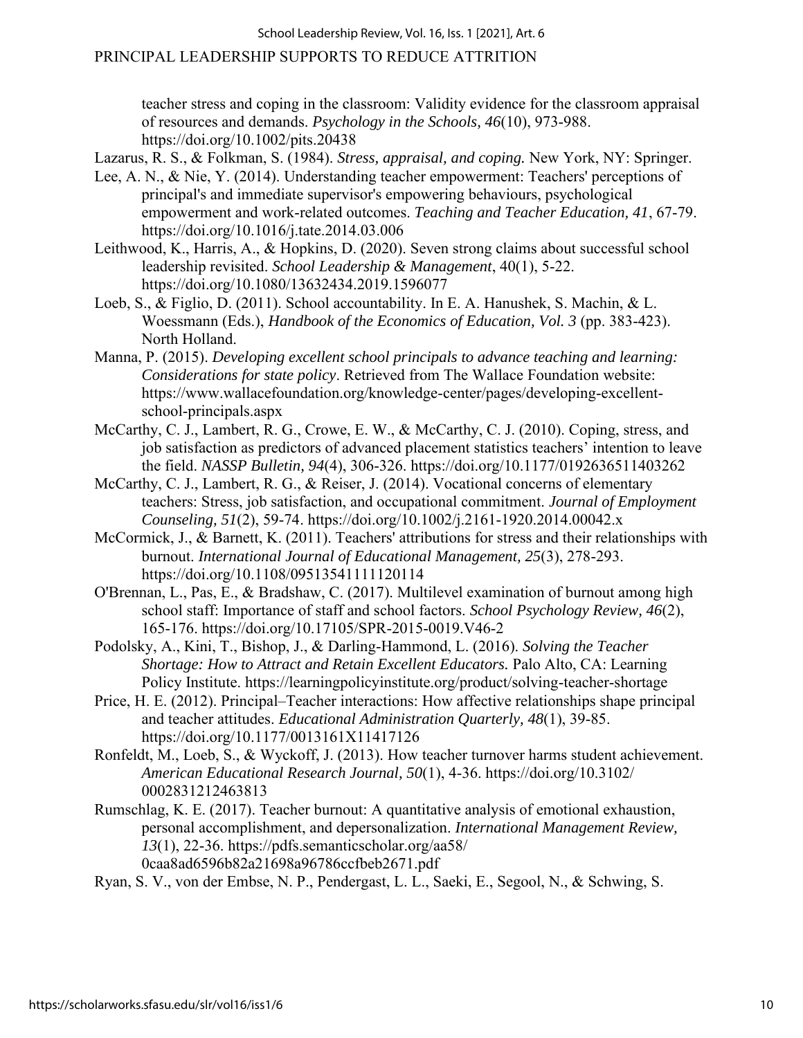teacher stress and coping in the classroom: Validity evidence for the classroom appraisal of resources and demands. *Psychology in the Schools, 46*(10), 973-988. https://doi.org/10.1002/pits.20438

Lazarus, R. S., & Folkman, S. (1984). *Stress, appraisal, and coping.* New York, NY: Springer.

Lee, A. N., & Nie, Y. (2014). Understanding teacher empowerment: Teachers' perceptions of principal's and immediate supervisor's empowering behaviours, psychological empowerment and work-related outcomes. *Teaching and Teacher Education, 41*, 67-79. https://doi.org/10.1016/j.tate.2014.03.006

Leithwood, K., Harris, A., & Hopkins, D. (2020). Seven strong claims about successful school leadership revisited. *School Leadership & Management*, 40(1), 5-22. https://doi.org/10.1080/13632434.2019.1596077

Loeb, S., & Figlio, D. (2011). School accountability. In E. A. Hanushek, S. Machin, & L. Woessmann (Eds.), *Handbook of the Economics of Education, Vol. 3* (pp. 383-423). North Holland.

Manna, P. (2015). *Developing excellent school principals to advance teaching and learning: Considerations for state policy*. Retrieved from The Wallace Foundation website: https://www.wallacefoundation.org/knowledge-center/pages/developing-excellent-school-principals.aspx

McCarthy, C. J., Lambert, R. G., Crowe, E. W., & McCarthy, C. J. (2010). Coping, stress, and job satisfaction as predictors of advanced placement statistics teachers' intention to leave the field. *NASSP Bulletin, 94*(4), 306-326. https://doi.org/10.1177/0192636511403262

McCarthy, C. J., Lambert, R. G., & Reiser, J. (2014). Vocational concerns of elementary teachers: Stress, job satisfaction, and occupational commitment. *Journal of Employment Counseling, 51*(2), 59-74. https://doi.org/10.1002/j.2161-1920.2014.00042.x

McCormick, J., & Barnett, K. (2011). Teachers' attributions for stress and their relationships with burnout. *International Journal of Educational Management, 25*(3), 278-293. https://doi.org/10.1108/09513541111120114

O'Brennan, L., Pas, E., & Bradshaw, C. (2017). Multilevel examination of burnout among high school staff: Importance of staff and school factors. *School Psychology Review, 46*(2), 165-176. https://doi.org/10.17105/SPR-2015-0019.V46-2

Podolsky, A., Kini, T., Bishop, J., & Darling-Hammond, L. (2016). *Solving the Teacher Shortage: How to Attract and Retain Excellent Educators.* Palo Alto, CA: Learning Policy Institute. https://learningpolicyinstitute.org/product/solving-teacher-shortage

Price, H. E. (2012). Principal–Teacher interactions: How affective relationships shape principal and teacher attitudes. *Educational Administration Quarterly, 48*(1), 39-85. https://doi.org/10.1177/0013161X11417126

Ronfeldt, M., Loeb, S., & Wyckoff, J. (2013). How teacher turnover harms student achievement. *American Educational Research Journal, 50*(1), 4-36. https://doi.org/10.3102/0002831212463813

Rumschlag, K. E. (2017). Teacher burnout: A quantitative analysis of emotional exhaustion, personal accomplishment, and depersonalization. *International Management Review, 13*(1), 22-36. https://pdfs.semanticscholar.org/aa58/0caa8ad6596b82a21698a96786ccfbeb2671.pdf

Ryan, S. V., von der Embse, N. P., Pendergast, L. L., Saeki, E., Segool, N., & Schwing, S.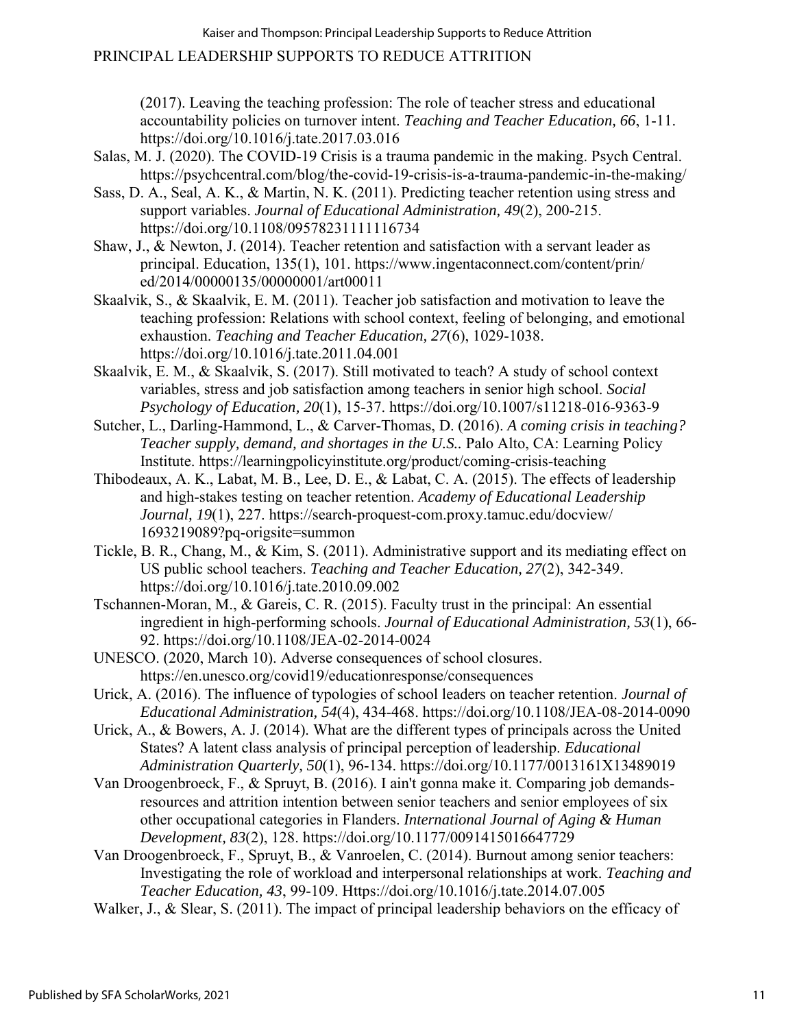(2017). Leaving the teaching profession: The role of teacher stress and educational accountability policies on turnover intent. *Teaching and Teacher Education, 66*, 1-11. https://doi.org/10.1016/j.tate.2017.03.016

Salas, M. J. (2020). The COVID-19 Crisis is a trauma pandemic in the making. Psych Central. https://psychcentral.com/blog/the-covid-19-crisis-is-a-trauma-pandemic-in-the-making/

Sass, D. A., Seal, A. K., & Martin, N. K. (2011). Predicting teacher retention using stress and support variables. *Journal of Educational Administration, 49*(2), 200-215. https://doi.org/10.1108/09578231111116734

Shaw, J., & Newton, J. (2014). Teacher retention and satisfaction with a servant leader as principal. Education, 135(1), 101. https://www.ingentaconnect.com/content/prin/ed/2014/00000135/00000001/art00011

Skaalvik, S., & Skaalvik, E. M. (2011). Teacher job satisfaction and motivation to leave the teaching profession: Relations with school context, feeling of belonging, and emotional exhaustion. *Teaching and Teacher Education, 27*(6), 1029-1038. https://doi.org/10.1016/j.tate.2011.04.001

Skaalvik, E. M., & Skaalvik, S. (2017). Still motivated to teach? A study of school context variables, stress and job satisfaction among teachers in senior high school. *Social Psychology of Education, 20*(1), 15-37. https://doi.org/10.1007/s11218-016-9363-9

Sutcher, L., Darling-Hammond, L., & Carver-Thomas, D. (2016). *A coming crisis in teaching? Teacher supply, demand, and shortages in the U.S.*. Palo Alto, CA: Learning Policy Institute. https://learningpolicyinstitute.org/product/coming-crisis-teaching

Thibodeaux, A. K., Labat, M. B., Lee, D. E., & Labat, C. A. (2015). The effects of leadership and high-stakes testing on teacher retention. *Academy of Educational Leadership Journal, 19*(1), 227. https://search-proquest-com.proxy.tamuc.edu/docview/1693219089?pq-origsite=summon

Tickle, B. R., Chang, M., & Kim, S. (2011). Administrative support and its mediating effect on US public school teachers. *Teaching and Teacher Education, 27*(2), 342-349. https://doi.org/10.1016/j.tate.2010.09.002

Tschannen-Moran, M., & Gareis, C. R. (2015). Faculty trust in the principal: An essential ingredient in high-performing schools. *Journal of Educational Administration, 53*(1), 66-92. https://doi.org/10.1108/JEA-02-2014-0024

UNESCO. (2020, March 10). Adverse consequences of school closures. https://en.unesco.org/covid19/educationresponse/consequences

Urick, A. (2016). The influence of typologies of school leaders on teacher retention. *Journal of Educational Administration, 54*(4), 434-468. https://doi.org/10.1108/JEA-08-2014-0090

Urick, A., & Bowers, A. J. (2014). What are the different types of principals across the United States? A latent class analysis of principal perception of leadership. *Educational Administration Quarterly, 50*(1), 96-134. https://doi.org/10.1177/0013161X13489019

Van Droogenbroeck, F., & Spruyt, B. (2016). I ain't gonna make it. Comparing job demands-resources and attrition intention between senior teachers and senior employees of six other occupational categories in Flanders. *International Journal of Aging & Human Development, 83*(2), 128. https://doi.org/10.1177/0091415016647729

Van Droogenbroeck, F., Spruyt, B., & Vanroelen, C. (2014). Burnout among senior teachers: Investigating the role of workload and interpersonal relationships at work. *Teaching and Teacher Education, 43*, 99-109. Https://doi.org/10.1016/j.tate.2014.07.005

Walker, J., & Slear, S. (2011). The impact of principal leadership behaviors on the efficacy of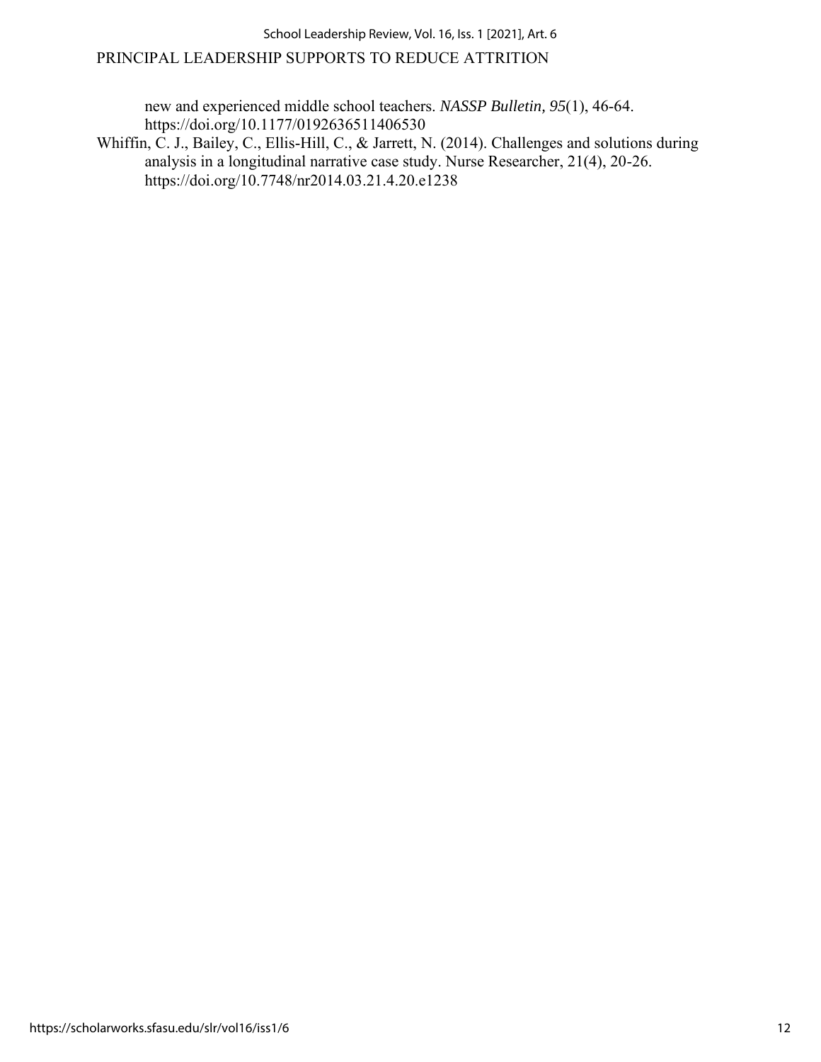new and experienced middle school teachers. *NASSP Bulletin, 95*(1), 46-64. https://doi.org/10.1177/0192636511406530

Whiffin, C. J., Bailey, C., Ellis-Hill, C., & Jarrett, N. (2014). Challenges and solutions during analysis in a longitudinal narrative case study. Nurse Researcher, 21(4), 20-26. https://doi.org/10.7748/nr2014.03.21.4.20.e1238